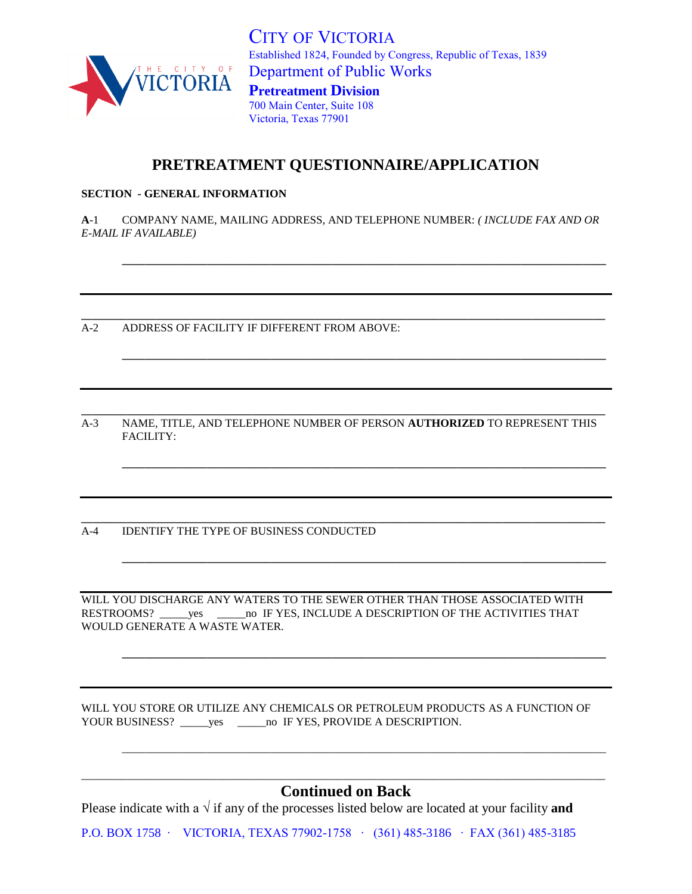# CITY OF VICTORIA

Established 1824, Founded by Congress, Republic of Texas, 1839

Department of Public Works

**Pretreatment Division**

700 Main Center, Suite 108
Victoria, Texas 77901

## PRETREATMENT QUESTIONNAIRE/APPLICATION

**SECTION - GENERAL INFORMATION**

**A**-1 COMPANY NAME, MAILING ADDRESS, AND TELEPHONE NUMBER: *( INCLUDE FAX AND OR E-MAIL IF AVAILABLE)*

______________________________________________________________________

______________________________________________________________________

______________________________________________________________________

A-2 ADDRESS OF FACILITY IF DIFFERENT FROM ABOVE:

______________________________________________________________________

______________________________________________________________________

______________________________________________________________________

A-3 NAME, TITLE, AND TELEPHONE NUMBER OF PERSON **AUTHORIZED** TO REPRESENT THIS FACILITY:

______________________________________________________________________

______________________________________________________________________

______________________________________________________________________

A-4 IDENTIFY THE TYPE OF BUSINESS CONDUCTED

______________________________________________________________________

______________________________________________________________________

WILL YOU DISCHARGE ANY WATERS TO THE SEWER OTHER THAN THOSE ASSOCIATED WITH RESTROOMS? _____yes _____no IF YES, INCLUDE A DESCRIPTION OF THE ACTIVITIES THAT WOULD GENERATE A WASTE WATER.

______________________________________________________________________

______________________________________________________________________

WILL YOU STORE OR UTILIZE ANY CHEMICALS OR PETROLEUM PRODUCTS AS A FUNCTION OF YOUR BUSINESS? _____yes _____no IF YES, PROVIDE A DESCRIPTION.

______________________________________________________________________

______________________________________________________________________

**Continued on Back**

Please indicate with a √ if any of the processes listed below are located at your facility **and**

P.O. BOX 1758 · VICTORIA, TEXAS 77902-1758 · (361) 485-3186 · FAX (361) 485-3185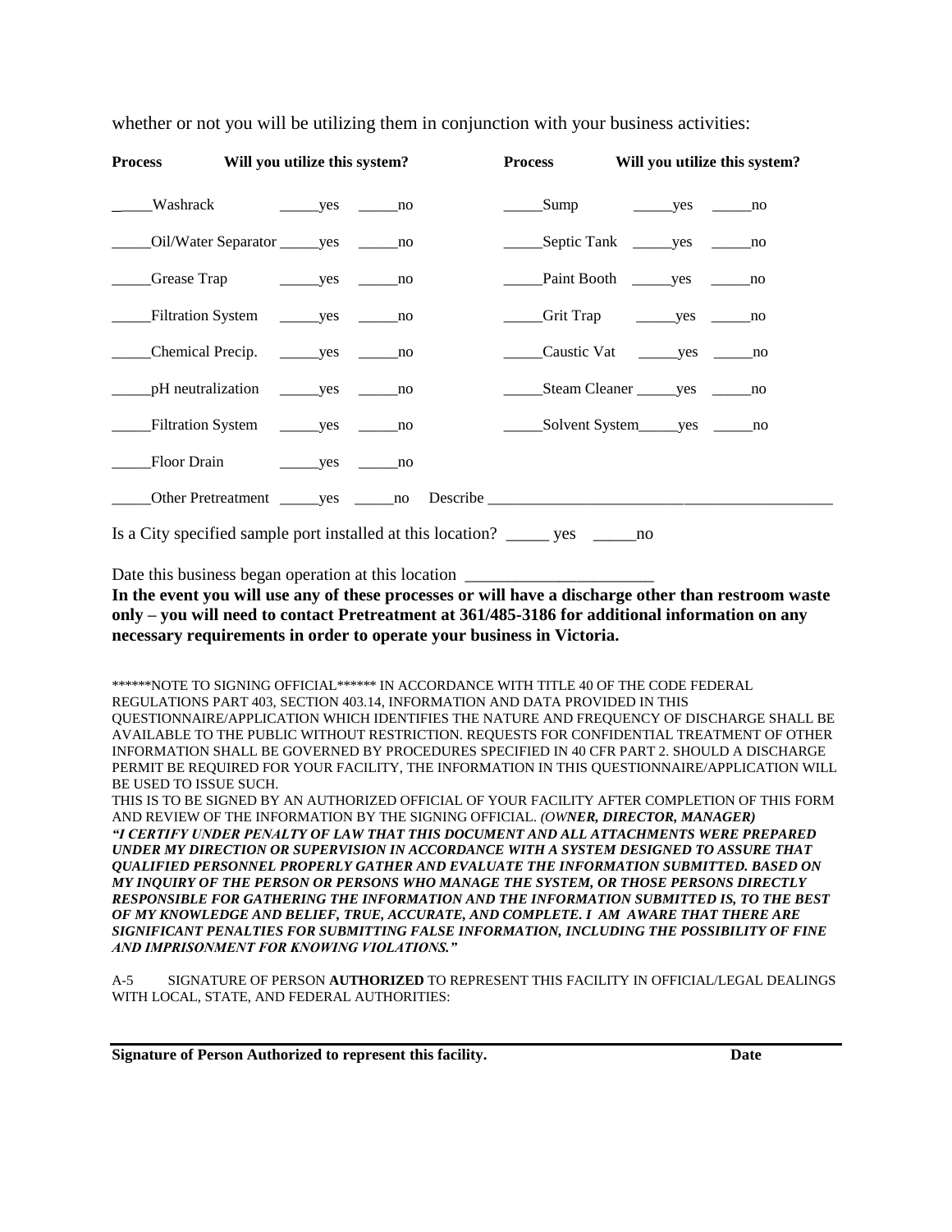whether or not you will be utilizing them in conjunction with your business activities:

| Process | Will you utilize this system? | Process | Will you utilize this system? |
| --- | --- | --- | --- |
| _____Washrack | _____yes _____no | _____Sump | _____yes _____no |
| _____Oil/Water Separator | _____yes _____no | _____Septic Tank | _____yes _____no |
| _____Grease Trap | _____yes _____no | _____Paint Booth | _____yes _____no |
| _____Filtration System | _____yes _____no | _____Grit Trap | _____yes _____no |
| _____Chemical Precip. | _____yes _____no | _____Caustic Vat | _____yes _____no |
| _____pH neutralization | _____yes _____no | _____Steam Cleaner | _____yes _____no |
| _____Filtration System | _____yes _____no | _____Solvent System | _____yes _____no |
| _____Floor Drain | _____yes _____no | | |

_____Other Pretreatment _____yes _____no Describe ____________________________________________

Is a City specified sample port installed at this location? _____ yes _____no

Date this business began operation at this location ______________________

**In the event you will use any of these processes or will have a discharge other than restroom waste only – you will need to contact Pretreatment at 361/485-3186 for additional information on any necessary requirements in order to operate your business in Victoria.**

******NOTE TO SIGNING OFFICIAL****** IN ACCORDANCE WITH TITLE 40 OF THE CODE FEDERAL REGULATIONS PART 403, SECTION 403.14, INFORMATION AND DATA PROVIDED IN THIS QUESTIONNAIRE/APPLICATION WHICH IDENTIFIES THE NATURE AND FREQUENCY OF DISCHARGE SHALL BE AVAILABLE TO THE PUBLIC WITHOUT RESTRICTION. REQUESTS FOR CONFIDENTIAL TREATMENT OF OTHER INFORMATION SHALL BE GOVERNED BY PROCEDURES SPECIFIED IN 40 CFR PART 2. SHOULD A DISCHARGE PERMIT BE REQUIRED FOR YOUR FACILITY, THE INFORMATION IN THIS QUESTIONNAIRE/APPLICATION WILL BE USED TO ISSUE SUCH.

THIS IS TO BE SIGNED BY AN AUTHORIZED OFFICIAL OF YOUR FACILITY AFTER COMPLETION OF THIS FORM AND REVIEW OF THE INFORMATION BY THE SIGNING OFFICIAL. *(OWNER, DIRECTOR, MANAGER)*

***"I CERTIFY UNDER PENALTY OF LAW THAT THIS DOCUMENT AND ALL ATTACHMENTS WERE PREPARED UNDER MY DIRECTION OR SUPERVISION IN ACCORDANCE WITH A SYSTEM DESIGNED TO ASSURE THAT QUALIFIED PERSONNEL PROPERLY GATHER AND EVALUATE THE INFORMATION SUBMITTED. BASED ON MY INQUIRY OF THE PERSON OR PERSONS WHO MANAGE THE SYSTEM, OR THOSE PERSONS DIRECTLY RESPONSIBLE FOR GATHERING THE INFORMATION AND THE INFORMATION SUBMITTED IS, TO THE BEST OF MY KNOWLEDGE AND BELIEF, TRUE, ACCURATE, AND COMPLETE. I AM AWARE THAT THERE ARE SIGNIFICANT PENALTIES FOR SUBMITTING FALSE INFORMATION, INCLUDING THE POSSIBILITY OF FINE AND IMPRISONMENT FOR KNOWING VIOLATIONS."***

A-5 SIGNATURE OF PERSON **AUTHORIZED** TO REPRESENT THIS FACILITY IN OFFICIAL/LEGAL DEALINGS WITH LOCAL, STATE, AND FEDERAL AUTHORITIES:

**Signature of Person Authorized to represent this facility.** **Date**